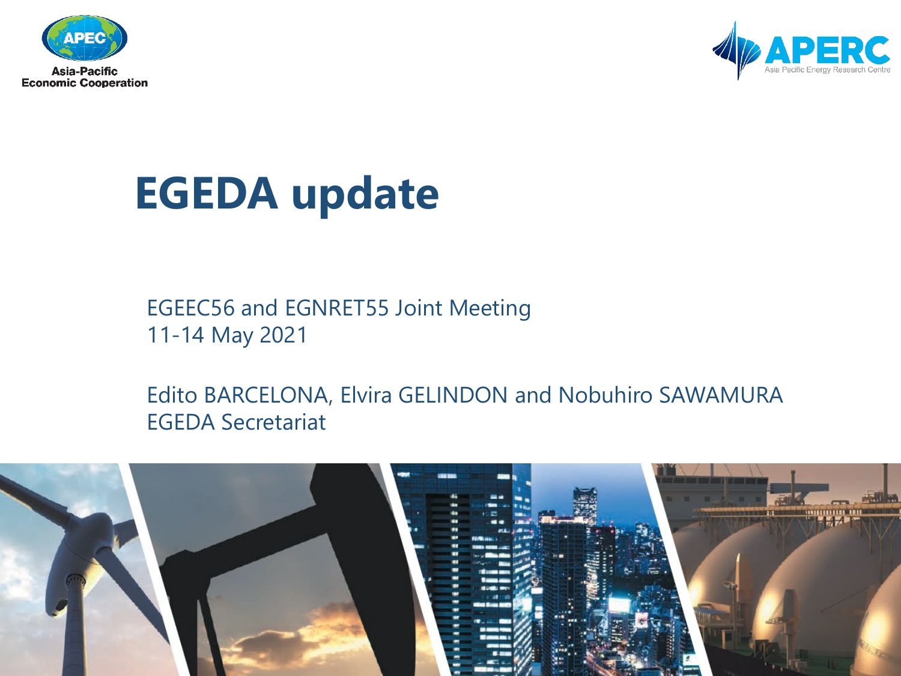# EGEDA update

EGEEC56 and EGNRET55 Joint Meeting
11-14 May 2021

Edito BARCELONA, Elvira GELINDON and Nobuhiro SAWAMURA
EGEDA Secretariat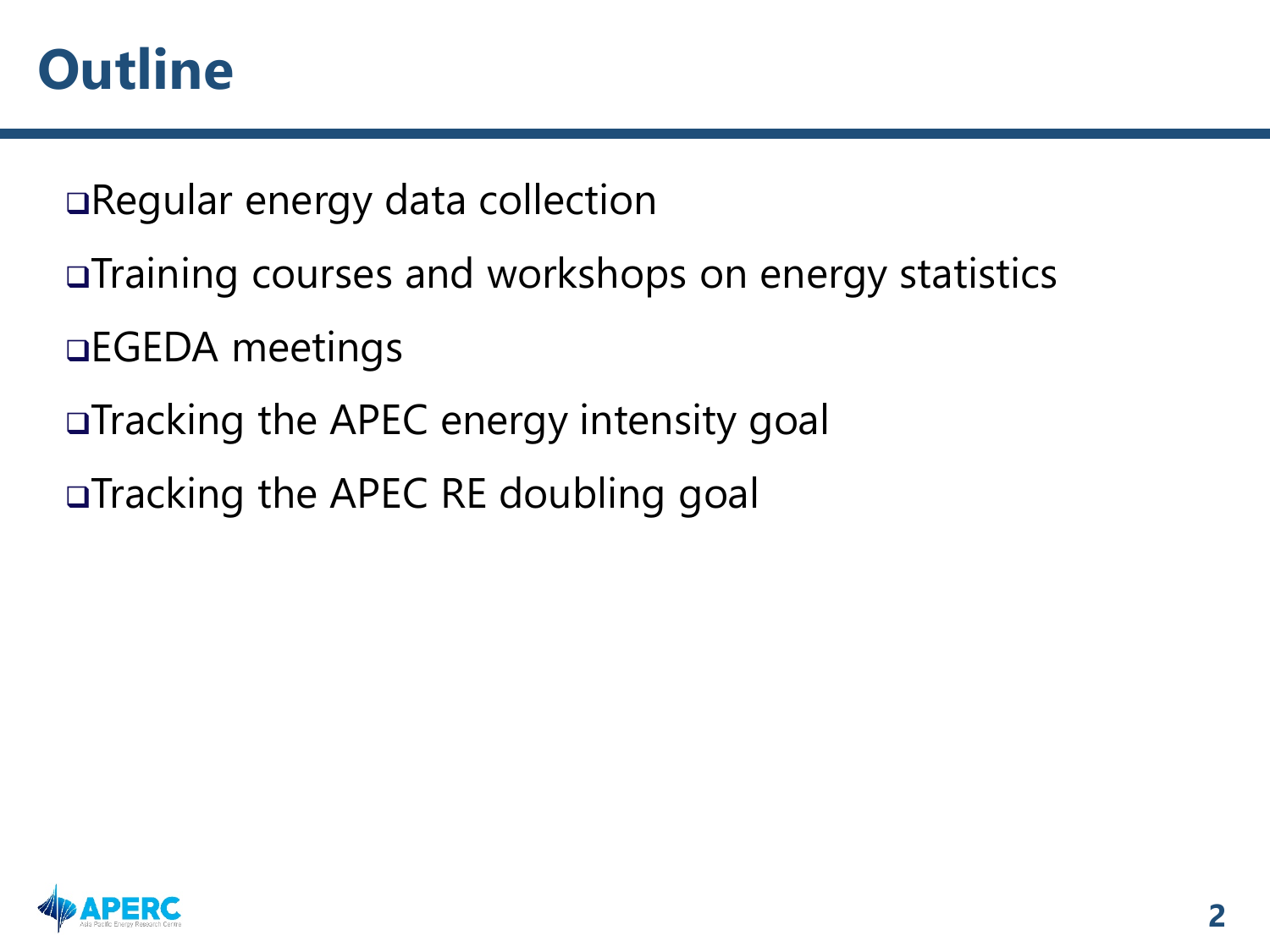# Outline

- Regular energy data collection
- Training courses and workshops on energy statistics
- EGEDA meetings
- Tracking the APEC energy intensity goal
- Tracking the APEC RE doubling goal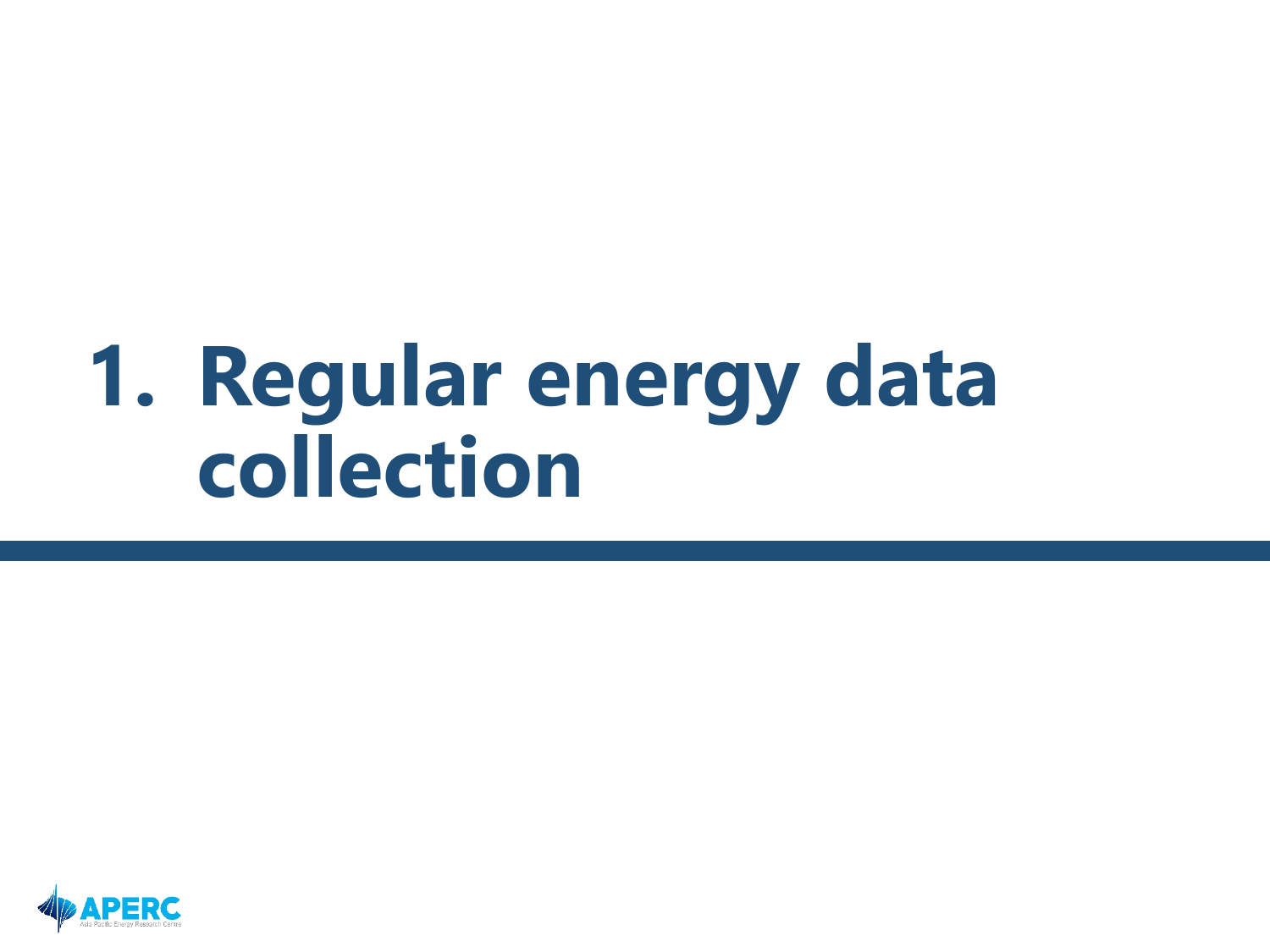# 1. Regular energy data collection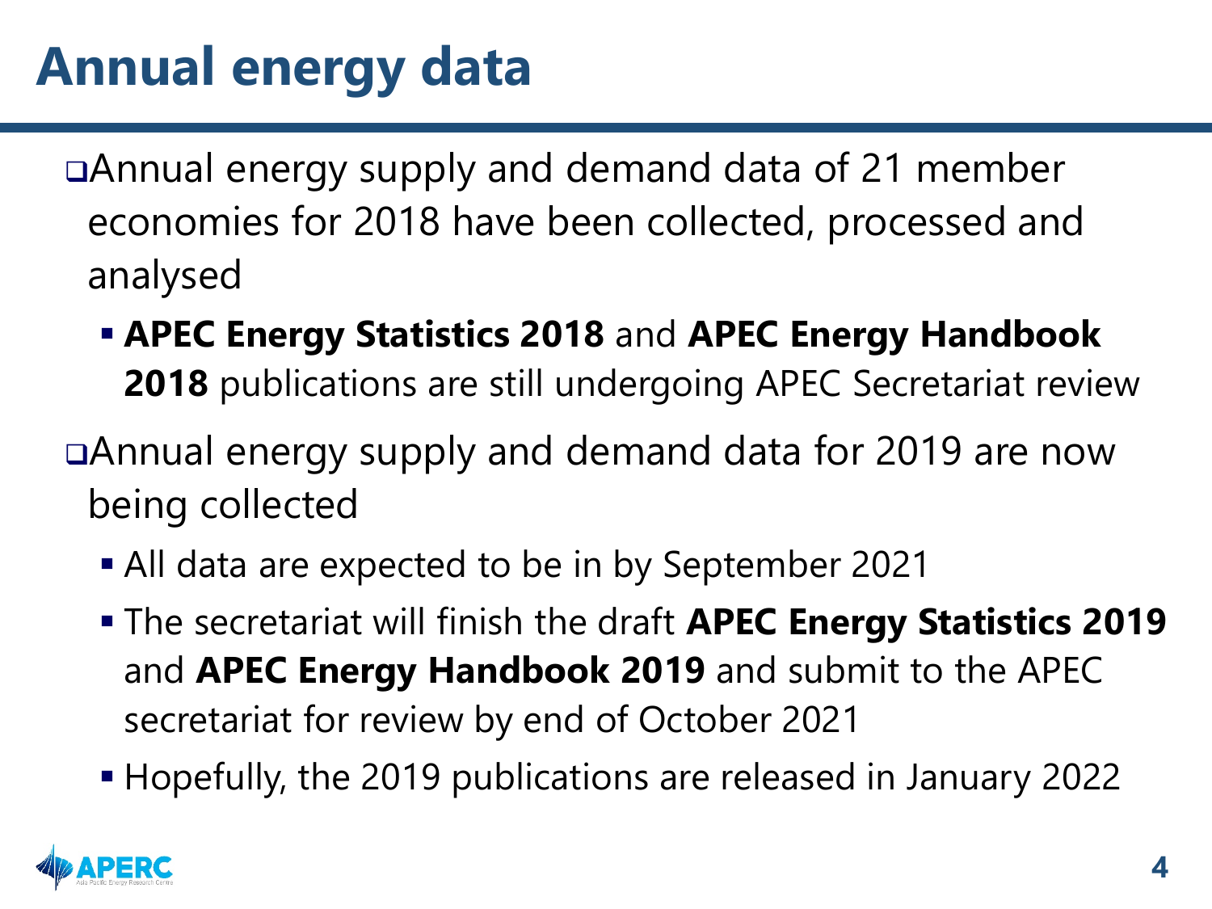# Annual energy data

- Annual energy supply and demand data of 21 member economies for 2018 have been collected, processed and analysed
  - **APEC Energy Statistics 2018** and **APEC Energy Handbook 2018** publications are still undergoing APEC Secretariat review
- Annual energy supply and demand data for 2019 are now being collected
  - All data are expected to be in by September 2021
  - The secretariat will finish the draft **APEC Energy Statistics 2019** and **APEC Energy Handbook 2019** and submit to the APEC secretariat for review by end of October 2021
  - Hopefully, the 2019 publications are released in January 2022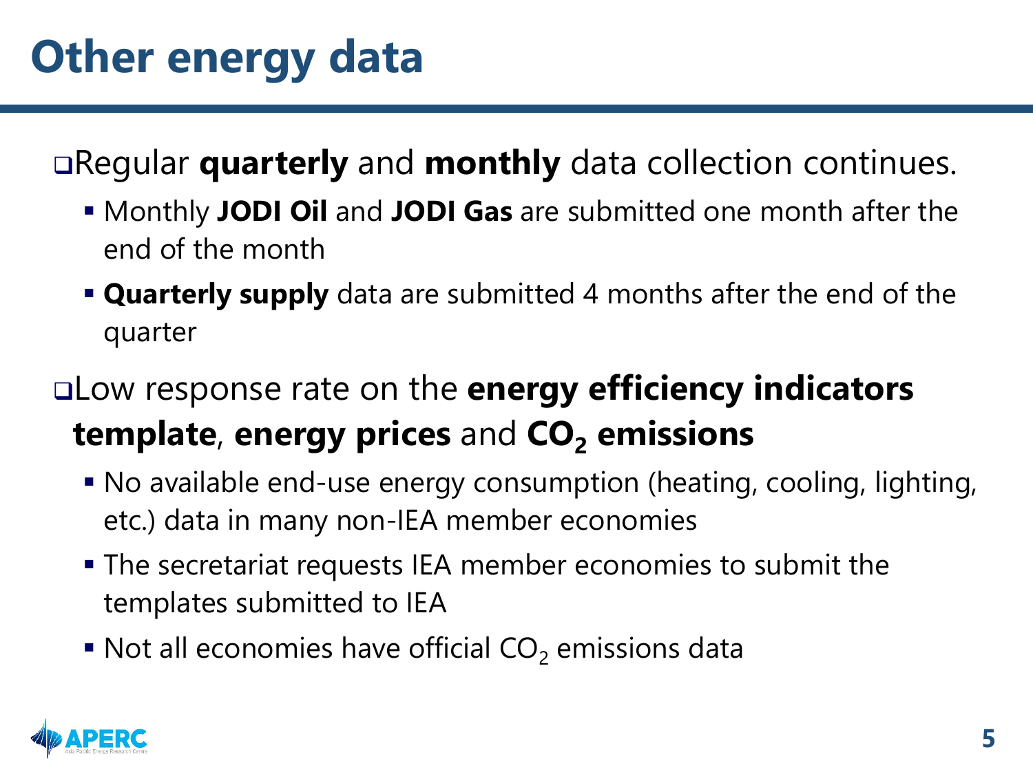# Other energy data

- Regular **quarterly** and **monthly** data collection continues.
  - Monthly **JODI Oil** and **JODI Gas** are submitted one month after the end of the month
  - **Quarterly supply** data are submitted 4 months after the end of the quarter
- Low response rate on the **energy efficiency indicators template**, **energy prices** and **$CO_2$ emissions**
  - No available end-use energy consumption (heating, cooling, lighting, etc.) data in many non-IEA member economies
  - The secretariat requests IEA member economies to submit the templates submitted to IEA
  - Not all economies have official $CO_2$ emissions data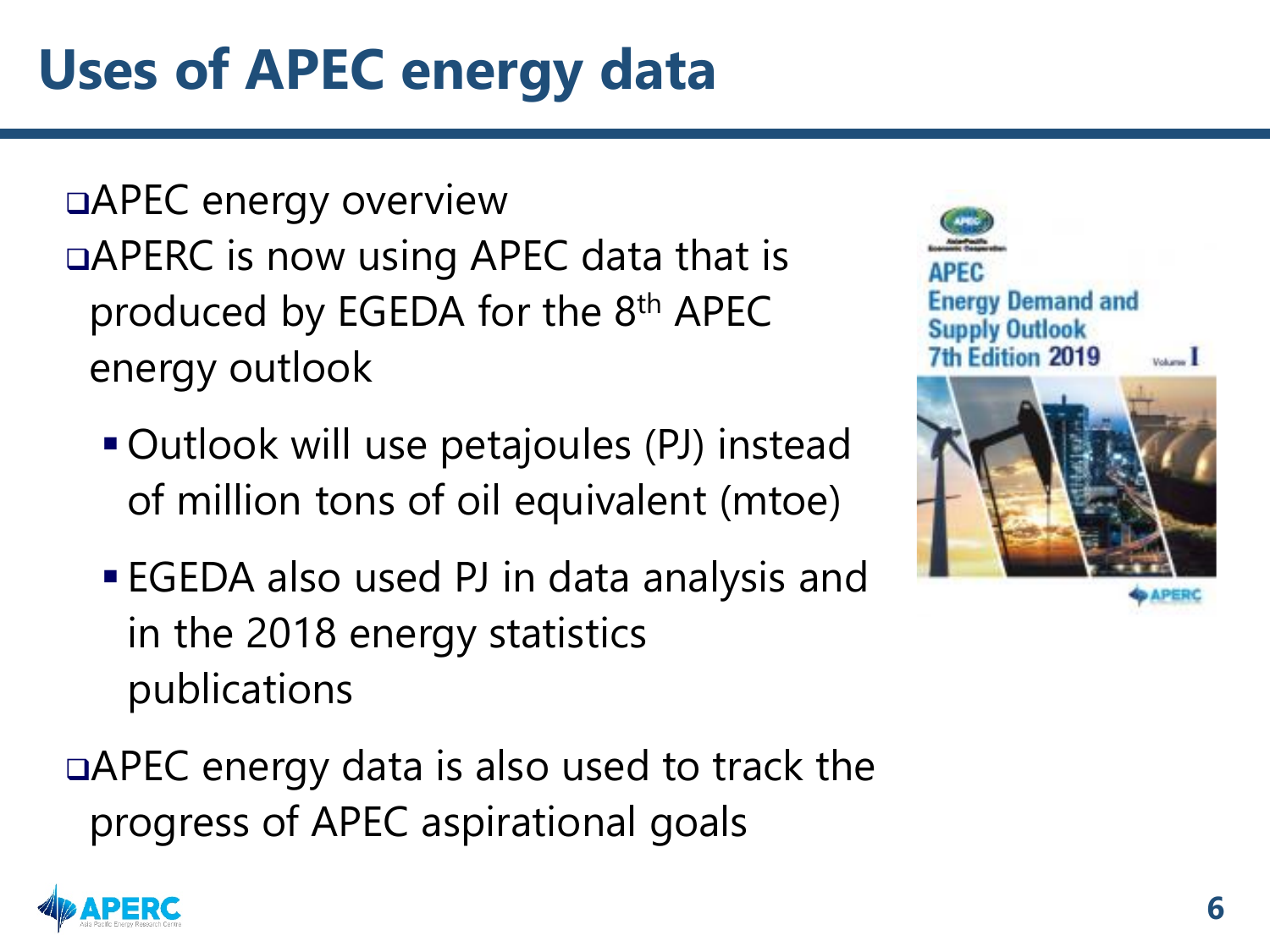# Uses of APEC energy data

- APEC energy overview
- APERC is now using APEC data that is produced by EGEDA for the 8th APEC energy outlook
  - Outlook will use petajoules (PJ) instead of million tons of oil equivalent (mtoe)
  - EGEDA also used PJ in data analysis and in the 2018 energy statistics publications
- APEC energy data is also used to track the progress of APEC aspirational goals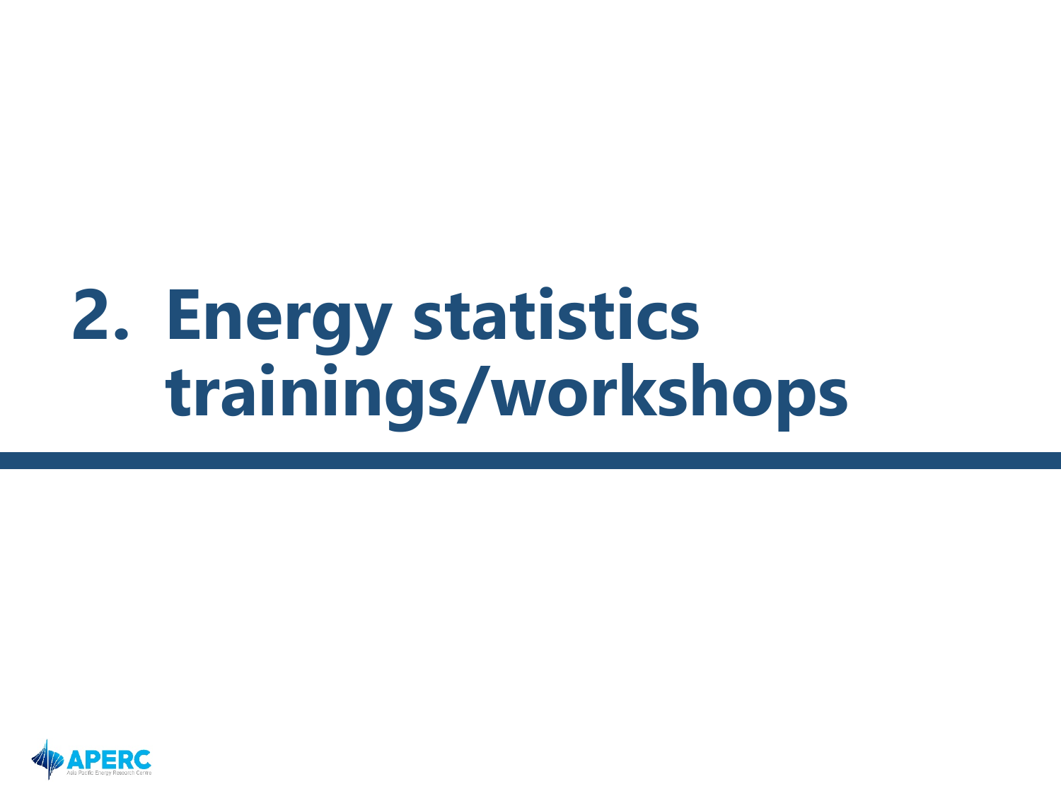# 2. Energy statistics trainings/workshops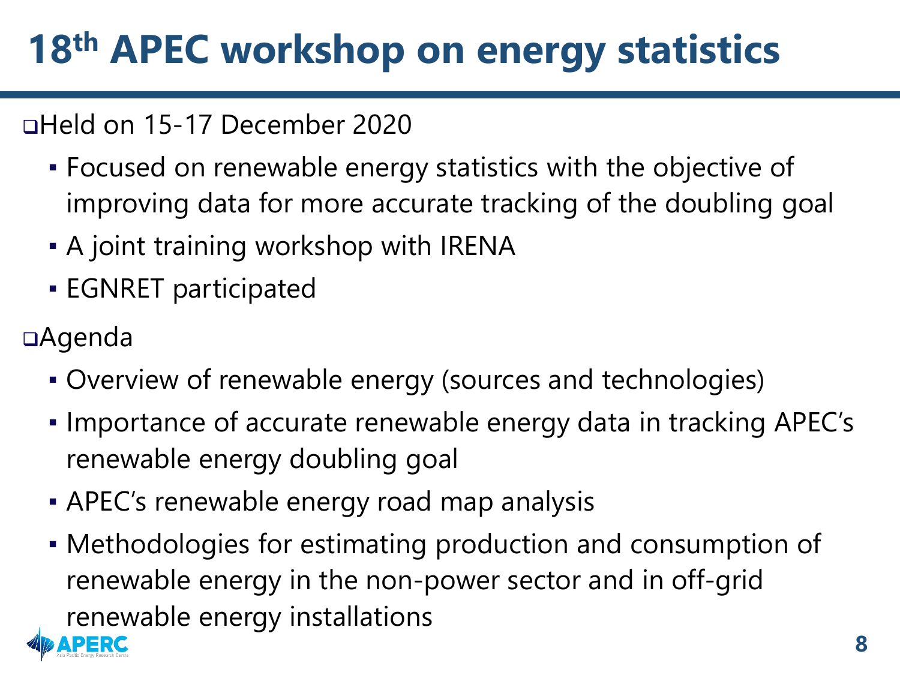# 18th APEC workshop on energy statistics

- Held on 15-17 December 2020
  - Focused on renewable energy statistics with the objective of improving data for more accurate tracking of the doubling goal
  - A joint training workshop with IRENA
  - EGNRET participated
- Agenda
  - Overview of renewable energy (sources and technologies)
  - Importance of accurate renewable energy data in tracking APEC's renewable energy doubling goal
  - APEC's renewable energy road map analysis
  - Methodologies for estimating production and consumption of renewable energy in the non-power sector and in off-grid renewable energy installations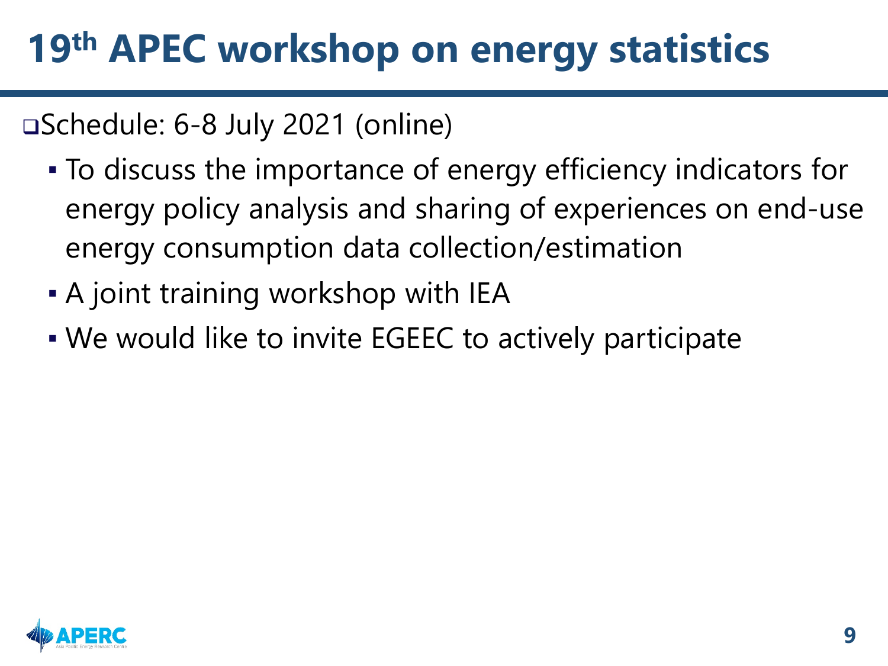# 19th APEC workshop on energy statistics

- Schedule: 6-8 July 2021 (online)
  - To discuss the importance of energy efficiency indicators for energy policy analysis and sharing of experiences on end-use energy consumption data collection/estimation
  - A joint training workshop with IEA
  - We would like to invite EGEEC to actively participate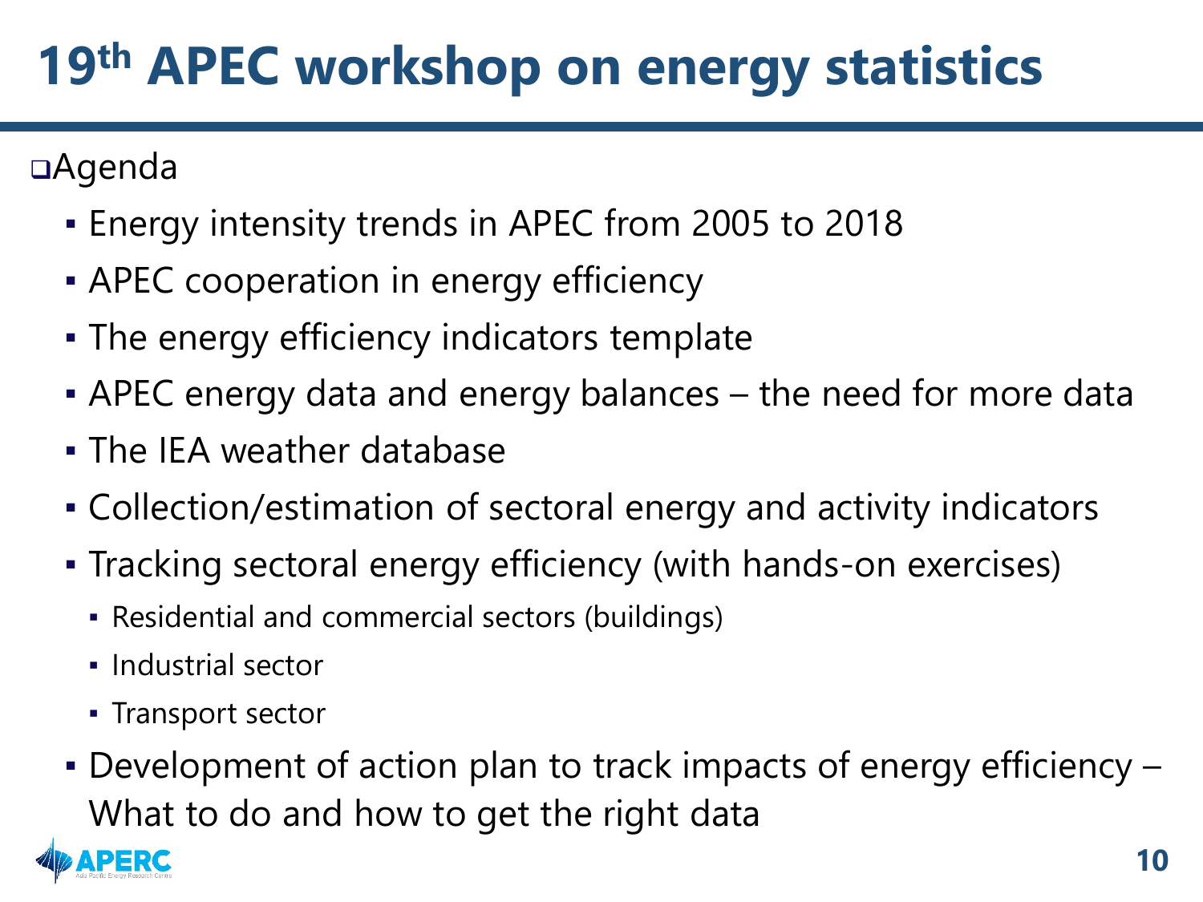# 19th APEC workshop on energy statistics

- Agenda
  - Energy intensity trends in APEC from 2005 to 2018
  - APEC cooperation in energy efficiency
  - The energy efficiency indicators template
  - APEC energy data and energy balances – the need for more data
  - The IEA weather database
  - Collection/estimation of sectoral energy and activity indicators
  - Tracking sectoral energy efficiency (with hands-on exercises)
    - Residential and commercial sectors (buildings)
    - Industrial sector
    - Transport sector
  - Development of action plan to track impacts of energy efficiency – What to do and how to get the right data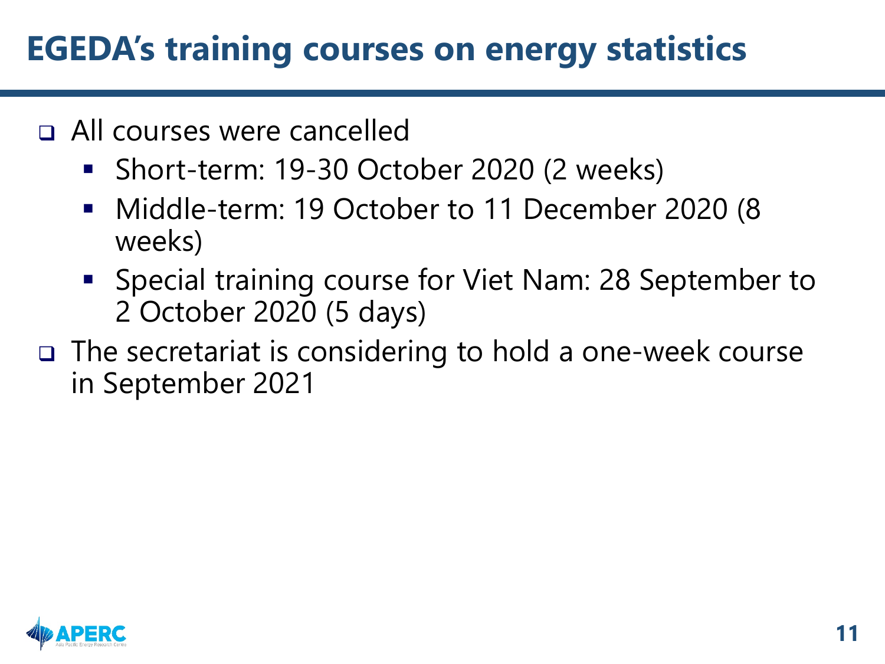# EGEDA's training courses on energy statistics

- All courses were cancelled
  - Short-term: 19-30 October 2020 (2 weeks)
  - Middle-term: 19 October to 11 December 2020 (8 weeks)
  - Special training course for Viet Nam: 28 September to 2 October 2020 (5 days)
- The secretariat is considering to hold a one-week course in September 2021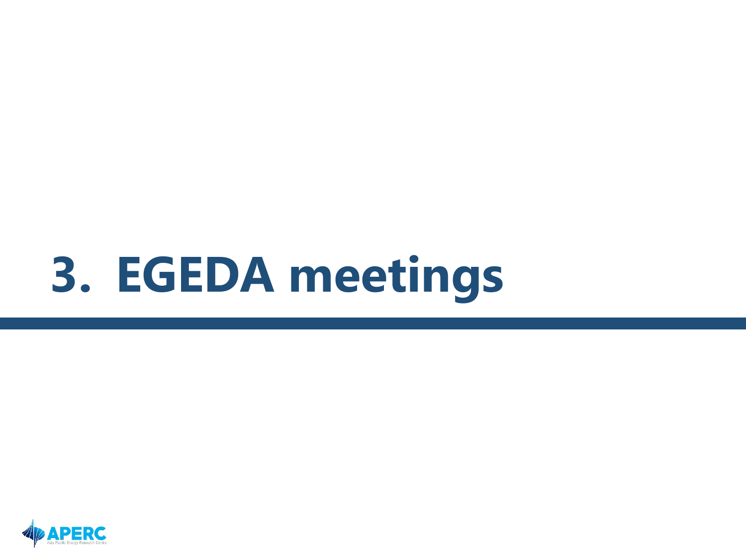# 3. EGEDA meetings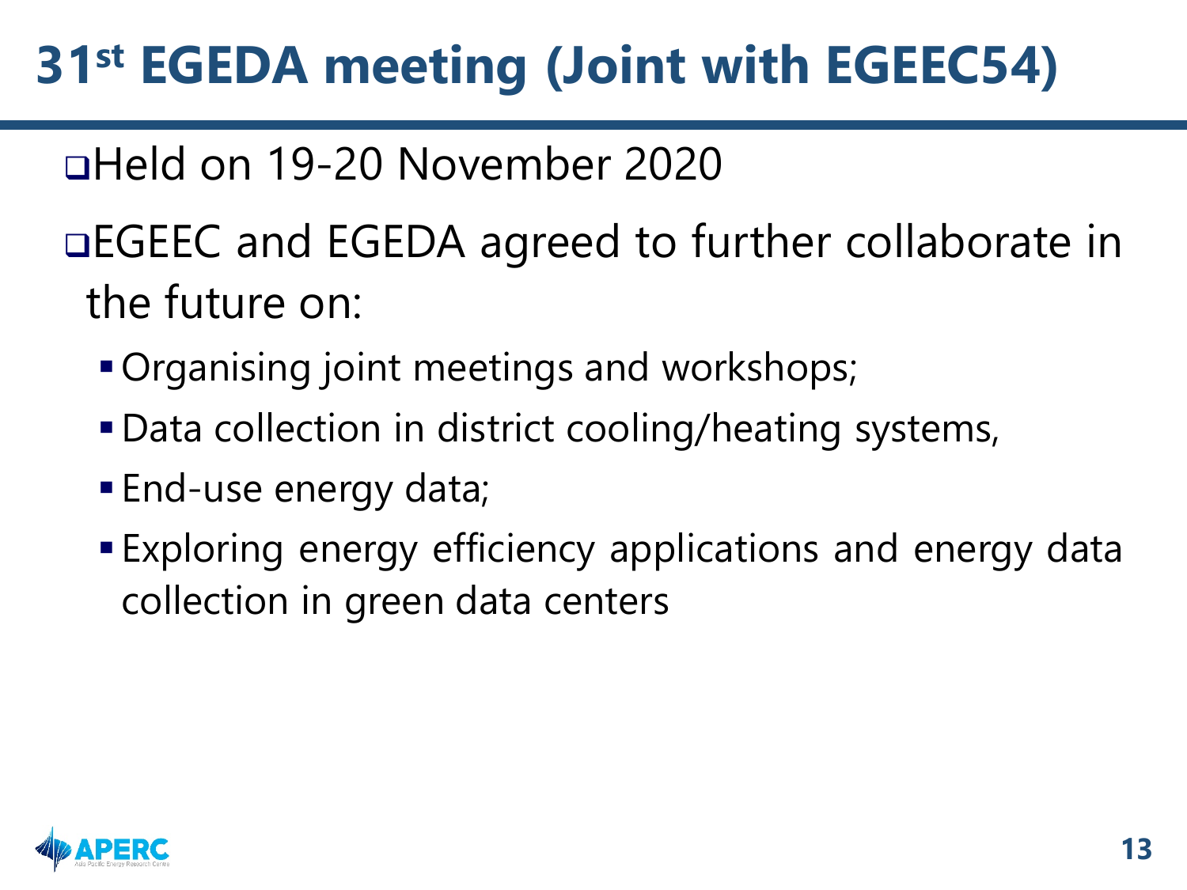# 31st EGEDA meeting (Joint with EGEEC54)

- Held on 19-20 November 2020
- EGEEC and EGEDA agreed to further collaborate in the future on:
  - Organising joint meetings and workshops;
  - Data collection in district cooling/heating systems,
  - End-use energy data;
  - Exploring energy efficiency applications and energy data collection in green data centers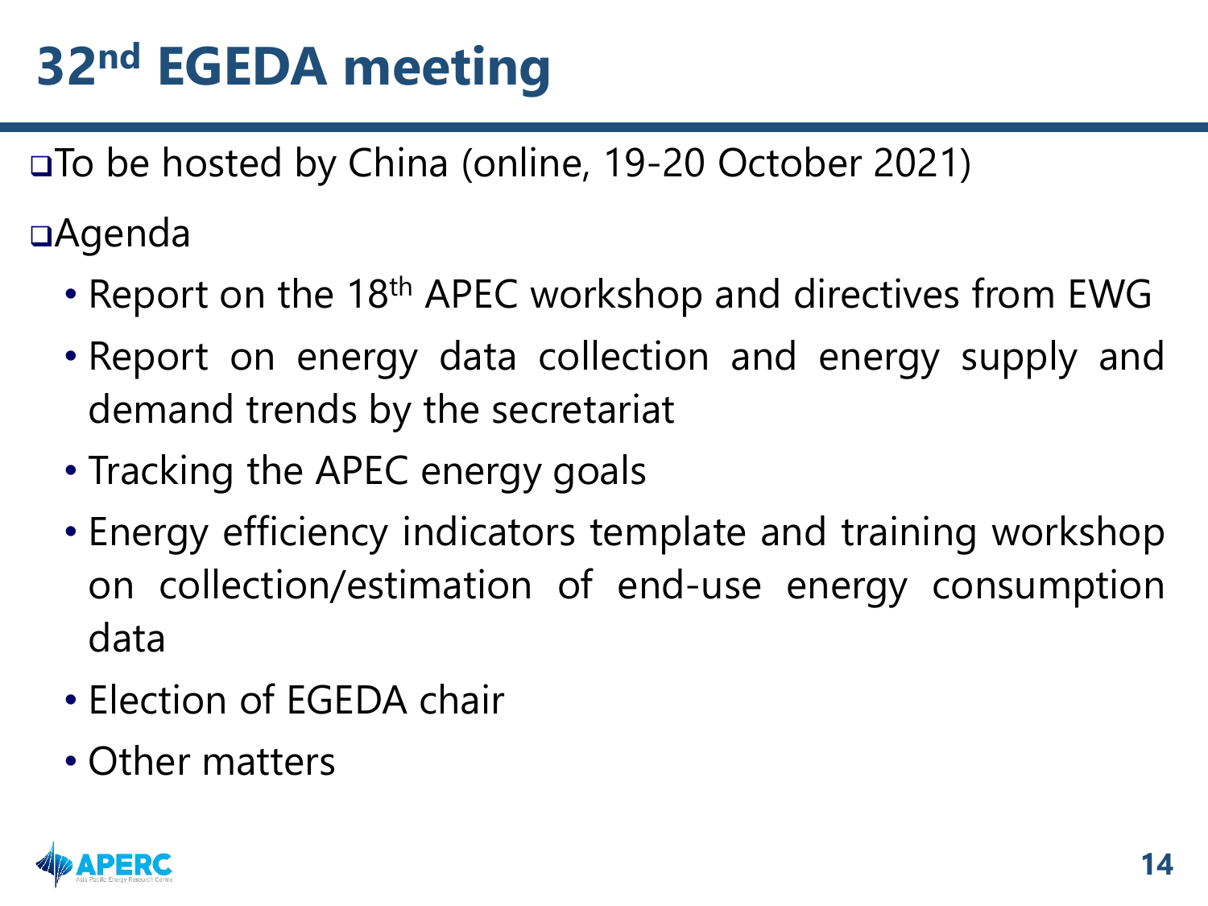# 32nd EGEDA meeting

- To be hosted by China (online, 19-20 October 2021)
- Agenda
  - Report on the 18th APEC workshop and directives from EWG
  - Report on energy data collection and energy supply and demand trends by the secretariat
  - Tracking the APEC energy goals
  - Energy efficiency indicators template and training workshop on collection/estimation of end-use energy consumption data
  - Election of EGEDA chair
  - Other matters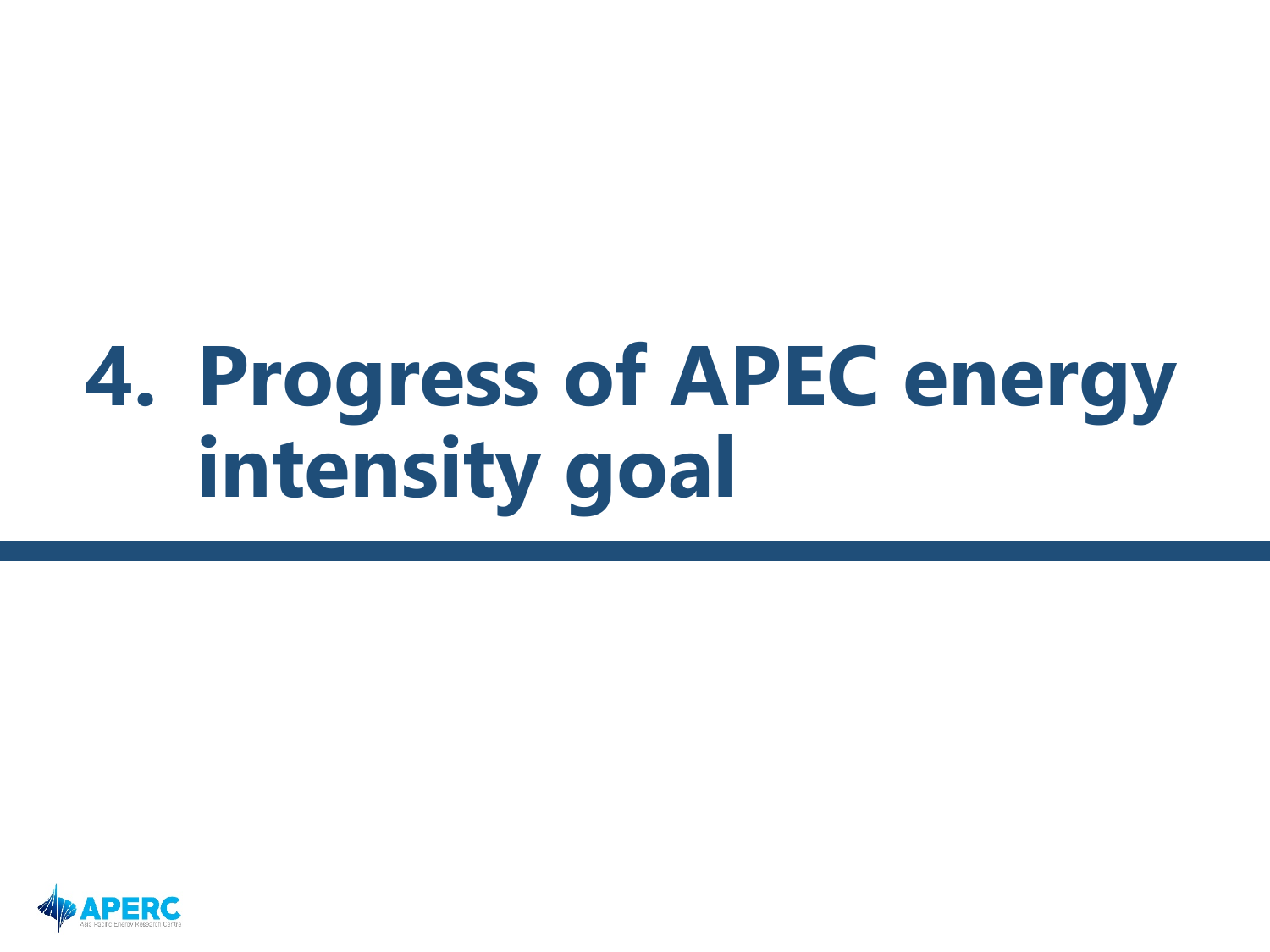# 4. Progress of APEC energy intensity goal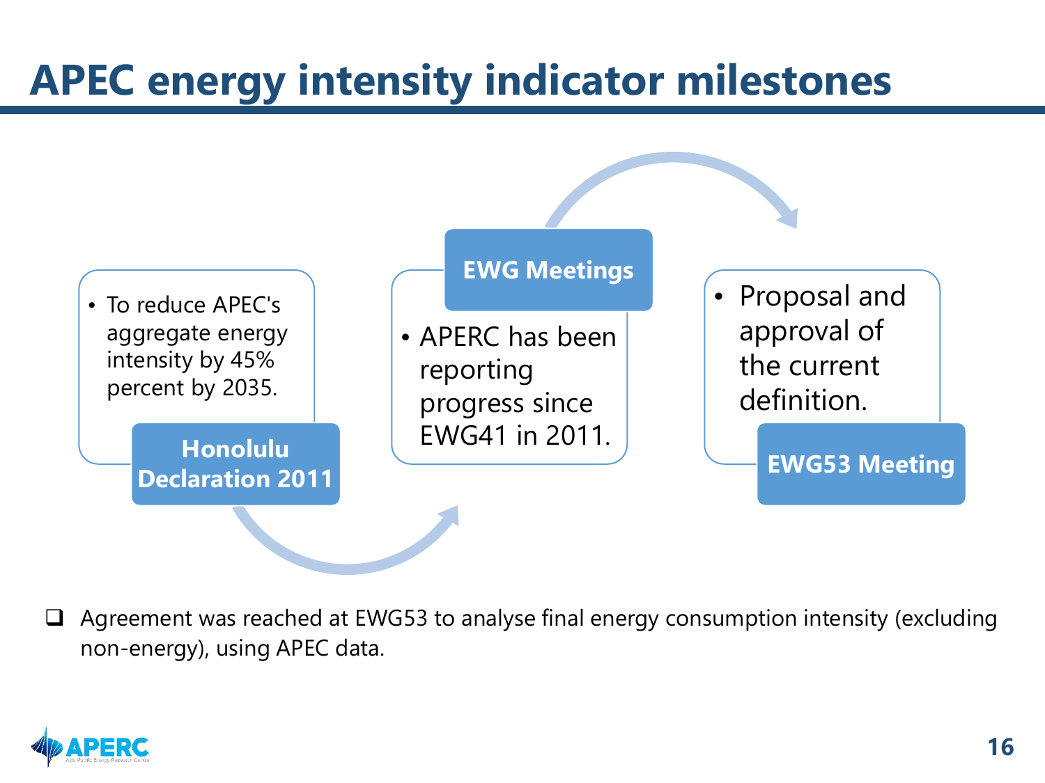# APEC energy intensity indicator milestones

**Honolulu Declaration 2011**

- To reduce APEC's aggregate energy intensity by 45% percent by 2035.

**EWG Meetings**

- APERC has been reporting progress since EWG41 in 2011.

**EWG53 Meeting**

- Proposal and approval of the current definition.

- Agreement was reached at EWG53 to analyse final energy consumption intensity (excluding non-energy), using APEC data.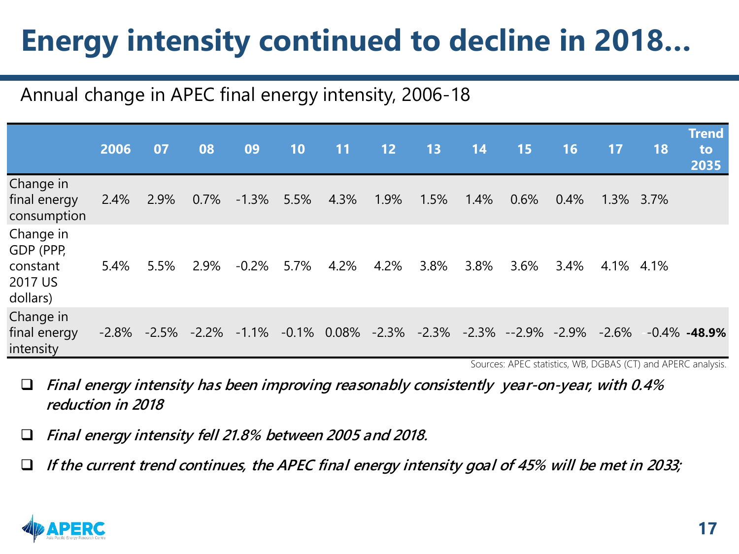# Energy intensity continued to decline in 2018…

Annual change in APEC final energy intensity, 2006-18

| | 2006 | 07 | 08 | 09 | 10 | 11 | 12 | 13 | 14 | 15 | 16 | 17 | 18 | Trend to 2035 |
|---|---|---|---|---|---|---|---|---|---|---|---|---|---|---|
| Change in final energy consumption | 2.4% | 2.9% | 0.7% | -1.3% | 5.5% | 4.3% | 1.9% | 1.5% | 1.4% | 0.6% | 0.4% | 1.3% | 3.7% | |
| Change in GDP (PPP, constant 2017 US dollars) | 5.4% | 5.5% | 2.9% | -0.2% | 5.7% | 4.2% | 4.2% | 3.8% | 3.8% | 3.6% | 3.4% | 4.1% | 4.1% | |
| Change in final energy intensity | -2.8% | -2.5% | -2.2% | -1.1% | -0.1% | 0.08% | -2.3% | -2.3% | -2.3% | --2.9% | -2.9% | -2.6% | -0.4% | **-48.9%** |

Sources: APEC statistics, WB, DGBAS (CT) and APERC analysis.

- ***Final energy intensity has been improving reasonably consistently year-on-year, with 0.4% reduction in 2018***
- ***Final energy intensity fell 21.8% between 2005 and 2018.***
- ***If the current trend continues, the APEC final energy intensity goal of 45% will be met in 2033;***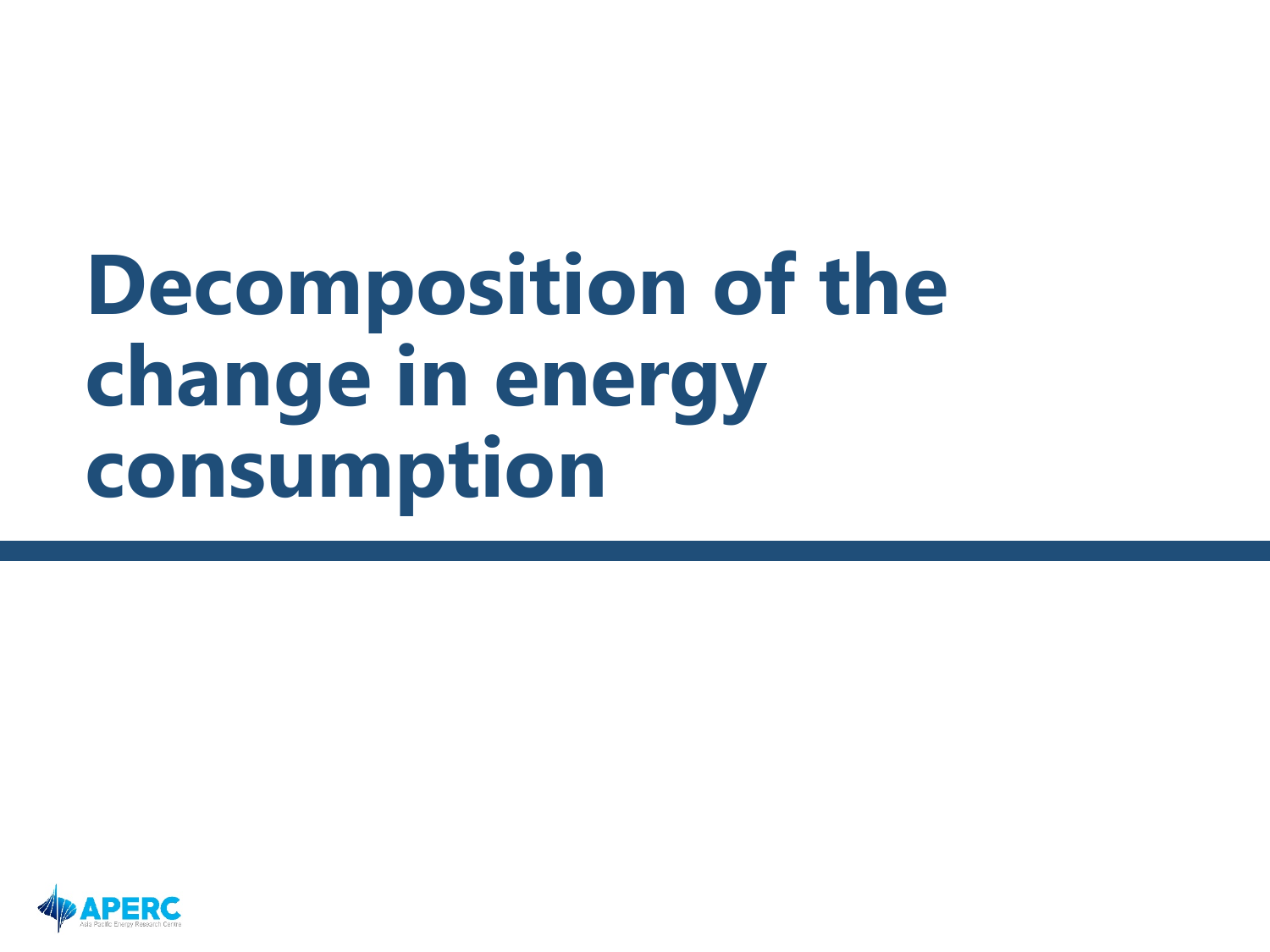# Decomposition of the change in energy consumption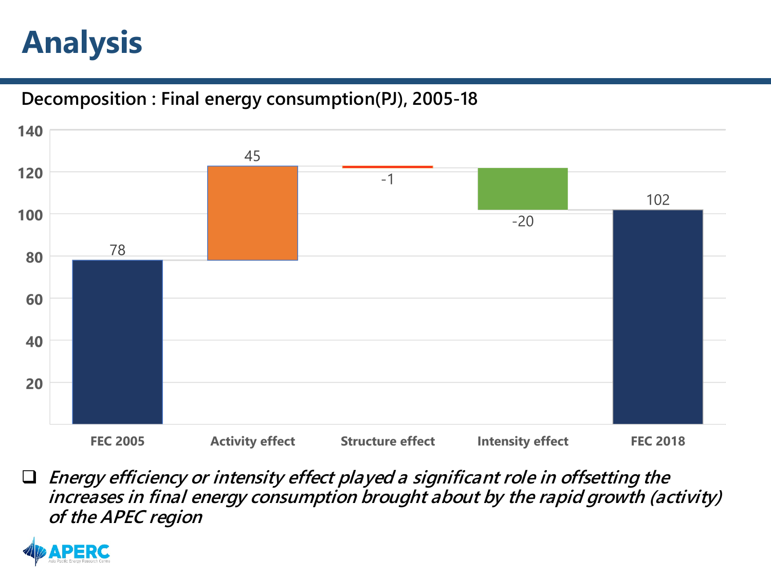# Analysis

**Decomposition : Final energy consumption(PJ), 2005-18**

| | FEC 2005 | Activity effect | Structure effect | Intensity effect | FEC 2018 |
|---|---|---|---|---|---|
| PJ | 78 | 45 | -1 | -20 | 102 |

- *Energy efficiency or intensity effect played a significant role in offsetting the increases in final energy consumption brought about by the rapid growth (activity) of the APEC region*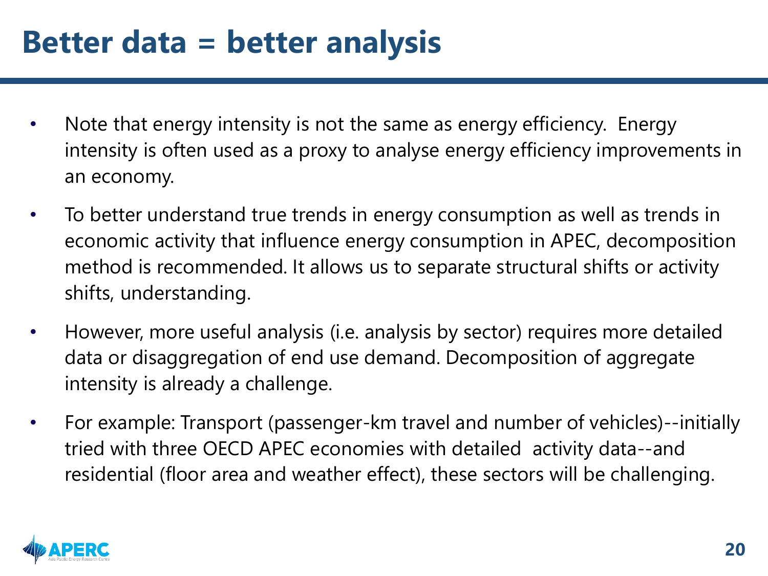# Better data = better analysis

- Note that energy intensity is not the same as energy efficiency.  Energy intensity is often used as a proxy to analyse energy efficiency improvements in an economy.
- To better understand true trends in energy consumption as well as trends in economic activity that influence energy consumption in APEC, decomposition method is recommended. It allows us to separate structural shifts or activity shifts, understanding.
- However, more useful analysis (i.e. analysis by sector) requires more detailed data or disaggregation of end use demand. Decomposition of aggregate intensity is already a challenge.
- For example: Transport (passenger-km travel and number of vehicles)--initially tried with three OECD APEC economies with detailed  activity data--and residential (floor area and weather effect), these sectors will be challenging.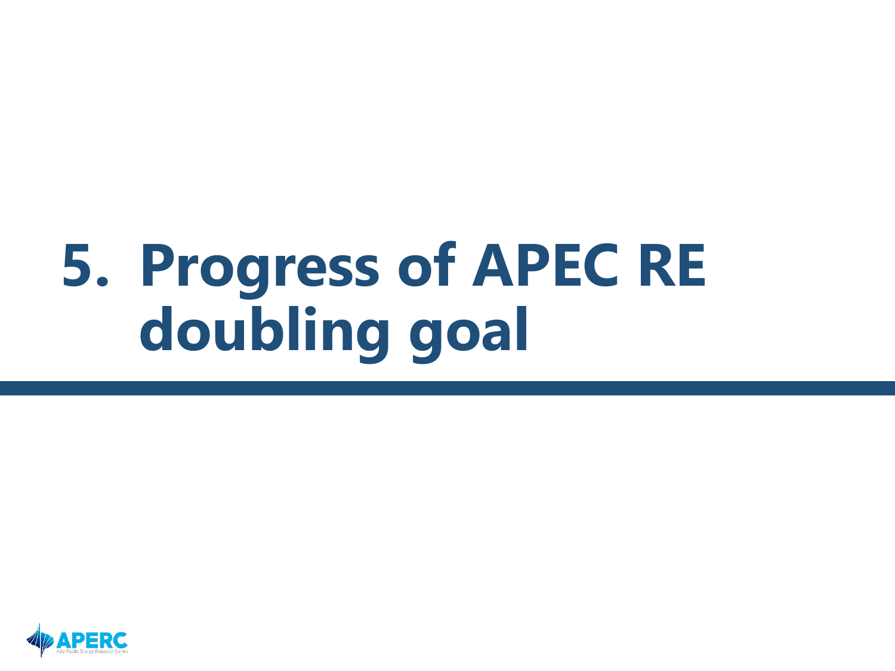# 5. Progress of APEC RE doubling goal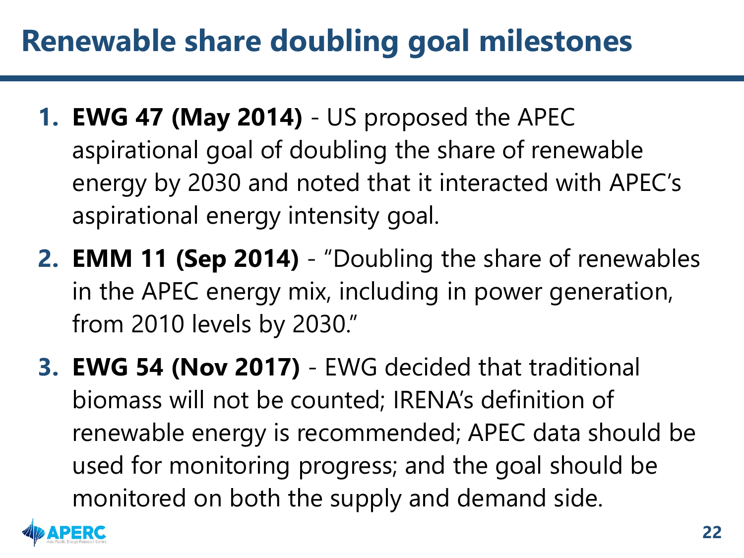# Renewable share doubling goal milestones

1. **EWG 47 (May 2014)** - US proposed the APEC aspirational goal of doubling the share of renewable energy by 2030 and noted that it interacted with APEC's aspirational energy intensity goal.
2. **EMM 11 (Sep 2014)** - "Doubling the share of renewables in the APEC energy mix, including in power generation, from 2010 levels by 2030."
3. **EWG 54 (Nov 2017)** - EWG decided that traditional biomass will not be counted; IRENA's definition of renewable energy is recommended; APEC data should be used for monitoring progress; and the goal should be monitored on both the supply and demand side.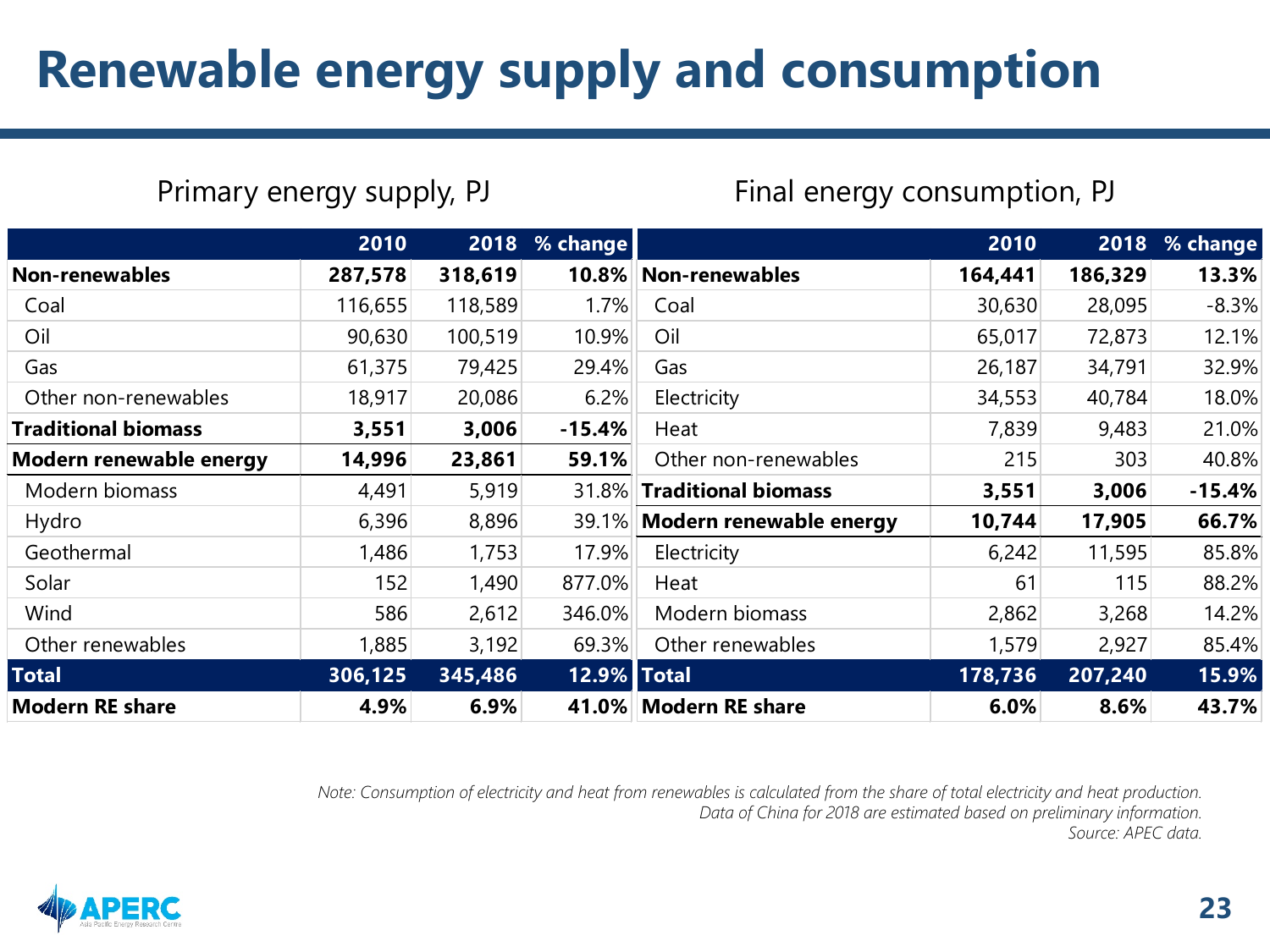# Renewable energy supply and consumption

### Primary energy supply, PJ

| | 2010 | 2018 | % change |
|---|---|---|---|
| **Non-renewables** | **287,578** | **318,619** | **10.8%** |
| Coal | 116,655 | 118,589 | 1.7% |
| Oil | 90,630 | 100,519 | 10.9% |
| Gas | 61,375 | 79,425 | 29.4% |
| Other non-renewables | 18,917 | 20,086 | 6.2% |
| **Traditional biomass** | **3,551** | **3,006** | **-15.4%** |
| **Modern renewable energy** | **14,996** | **23,861** | **59.1%** |
| Modern biomass | 4,491 | 5,919 | 31.8% |
| Hydro | 6,396 | 8,896 | 39.1% |
| Geothermal | 1,486 | 1,753 | 17.9% |
| Solar | 152 | 1,490 | 877.0% |
| Wind | 586 | 2,612 | 346.0% |
| Other renewables | 1,885 | 3,192 | 69.3% |
| **Total** | **306,125** | **345,486** | **12.9%** |
| **Modern RE share** | **4.9%** | **6.9%** | **41.0%** |

### Final energy consumption, PJ

| | 2010 | 2018 | % change |
|---|---|---|---|
| **Non-renewables** | **164,441** | **186,329** | **13.3%** |
| Coal | 30,630 | 28,095 | -8.3% |
| Oil | 65,017 | 72,873 | 12.1% |
| Gas | 26,187 | 34,791 | 32.9% |
| Electricity | 34,553 | 40,784 | 18.0% |
| Heat | 7,839 | 9,483 | 21.0% |
| Other non-renewables | 215 | 303 | 40.8% |
| **Traditional biomass** | **3,551** | **3,006** | **-15.4%** |
| **Modern renewable energy** | **10,744** | **17,905** | **66.7%** |
| Electricity | 6,242 | 11,595 | 85.8% |
| Heat | 61 | 115 | 88.2% |
| Modern biomass | 2,862 | 3,268 | 14.2% |
| Other renewables | 1,579 | 2,927 | 85.4% |
| **Total** | **178,736** | **207,240** | **15.9%** |
| **Modern RE share** | **6.0%** | **8.6%** | **43.7%** |

*Note: Consumption of electricity and heat from renewables is calculated from the share of total electricity and heat production.*
*Data of China for 2018 are estimated based on preliminary information.*
*Source: APEC data.*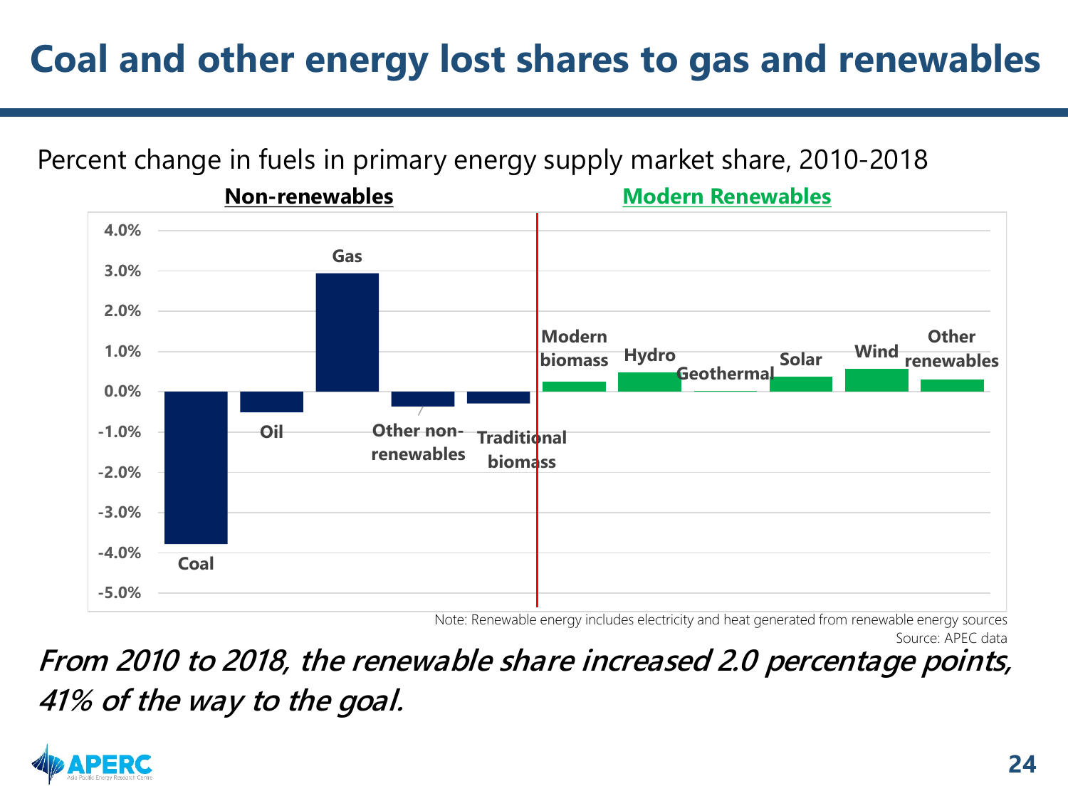# Coal and other energy lost shares to gas and renewables

Percent change in fuels in primary energy supply market share, 2010-2018

**Non-renewables** | **Modern Renewables**

4.0%
3.0%
2.0%
1.0%
0.0%
-1.0%
-2.0%
-3.0%
-4.0%
-5.0%

Coal, Oil, Gas, Other non-renewables, Traditional biomass, Modern biomass, Hydro, Geothermal, Solar, Wind, Other renewables

Note: Renewable energy includes electricity and heat generated from renewable energy sources

Source: APEC data

***From 2010 to 2018, the renewable share increased 2.0 percentage points, 41% of the way to the goal.***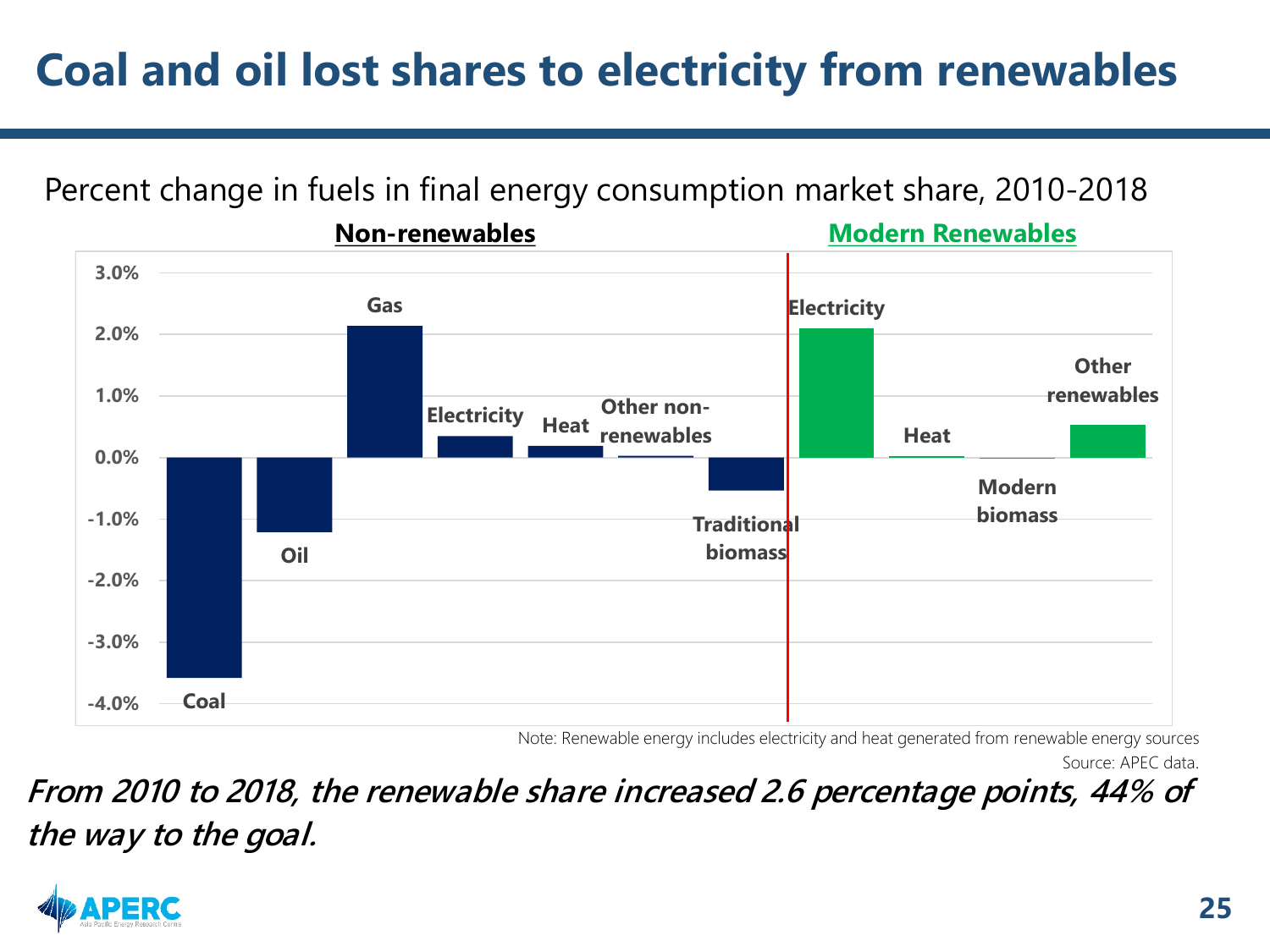# Coal and oil lost shares to electricity from renewables

Percent change in fuels in final energy consumption market share, 2010-2018

**Non-renewables** | **Modern Renewables**

Coal, Oil, Gas, Electricity, Heat, Other non-renewables, Traditional biomass | Electricity, Heat, Modern biomass, Other renewables

Note: Renewable energy includes electricity and heat generated from renewable energy sources

Source: APEC data.

***From 2010 to 2018, the renewable share increased 2.6 percentage points, 44% of the way to the goal.***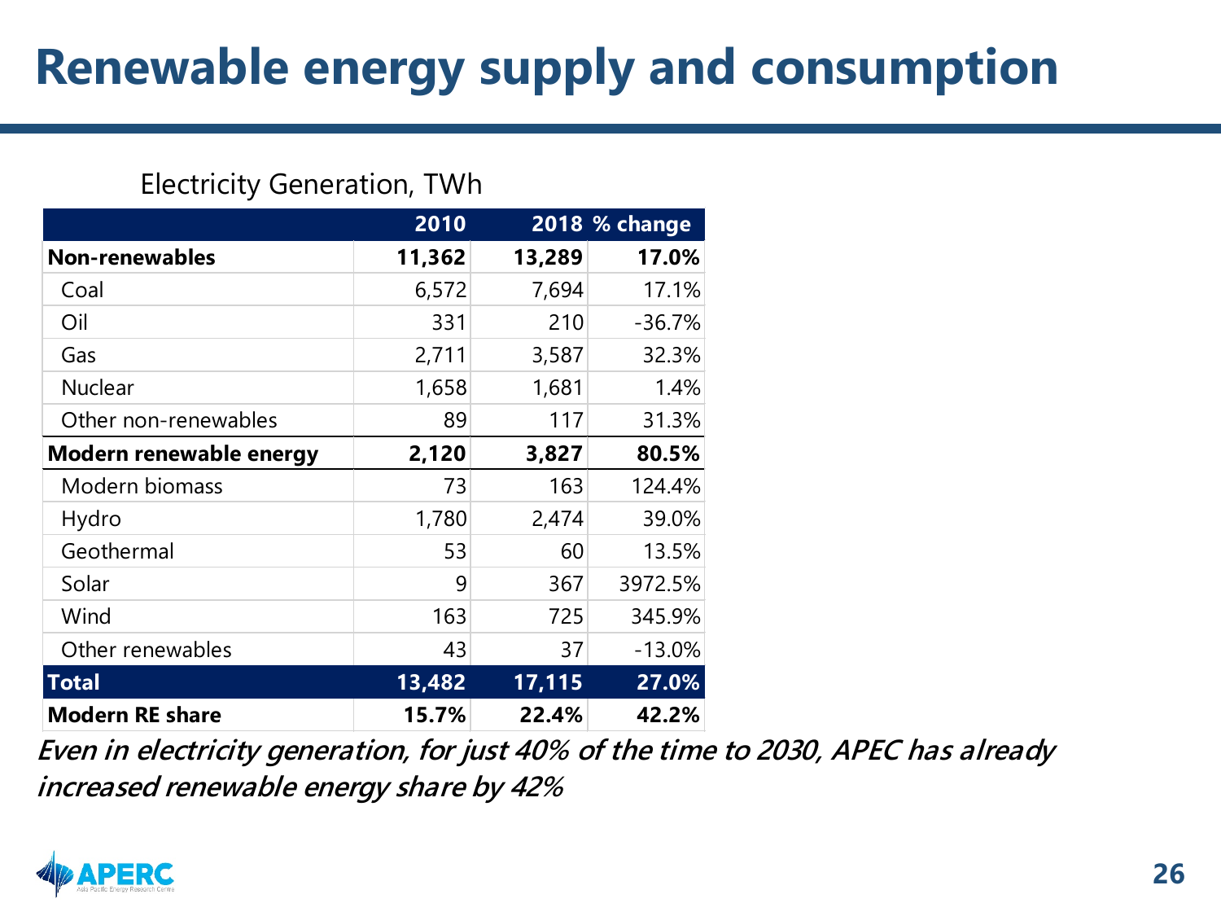# Renewable energy supply and consumption

Electricity Generation, TWh

| | 2010 | 2018 | % change |
|---|---|---|---|
| **Non-renewables** | **11,362** | **13,289** | **17.0%** |
| Coal | 6,572 | 7,694 | 17.1% |
| Oil | 331 | 210 | -36.7% |
| Gas | 2,711 | 3,587 | 32.3% |
| Nuclear | 1,658 | 1,681 | 1.4% |
| Other non-renewables | 89 | 117 | 31.3% |
| **Modern renewable energy** | **2,120** | **3,827** | **80.5%** |
| Modern biomass | 73 | 163 | 124.4% |
| Hydro | 1,780 | 2,474 | 39.0% |
| Geothermal | 53 | 60 | 13.5% |
| Solar | 9 | 367 | 3972.5% |
| Wind | 163 | 725 | 345.9% |
| Other renewables | 43 | 37 | -13.0% |
| **Total** | **13,482** | **17,115** | **27.0%** |
| **Modern RE share** | **15.7%** | **22.4%** | **42.2%** |

***Even in electricity generation, for just 40% of the time to 2030, APEC has already increased renewable energy share by 42%***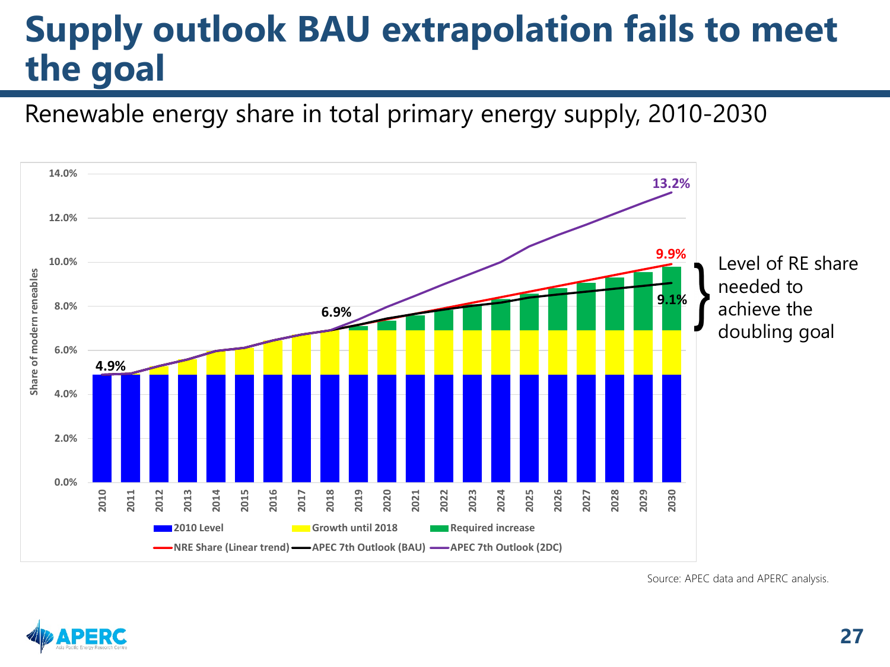# Supply outlook BAU extrapolation fails to meet the goal

Renewable energy share in total primary energy supply, 2010-2030

Share of modern reneables

14.0%
12.0%
10.0%
8.0%
6.0%
4.0%
2.0%
0.0%

2010 2011 2012 2013 2014 2015 2016 2017 2018 2019 2020 2021 2022 2023 2024 2025 2026 2027 2028 2029 2030

4.9%

6.9%

13.2%

9.9%

9.1%

Level of RE share needed to achieve the doubling goal

2010 Level | Growth until 2018 | Required increase

NRE Share (Linear trend) | APEC 7th Outlook (BAU) | APEC 7th Outlook (2DC)

Source: APEC data and APERC analysis.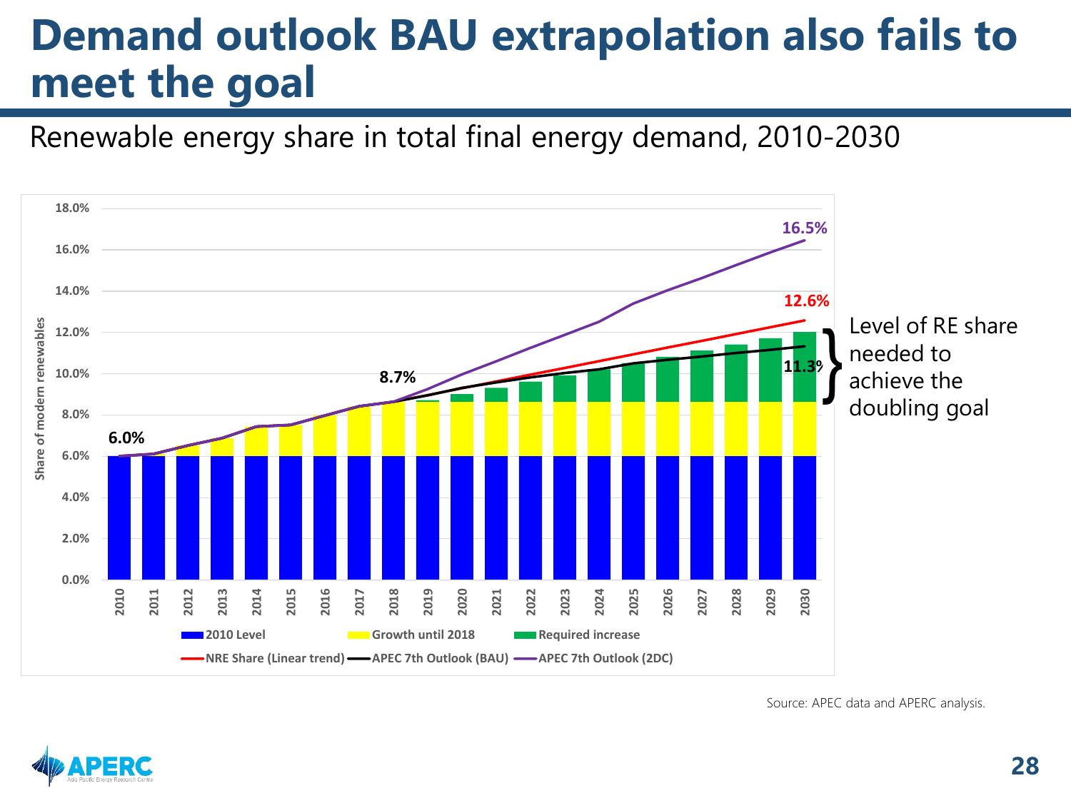# Demand outlook BAU extrapolation also fails to meet the goal

Renewable energy share in total final energy demand, 2010-2030

Share of modern renewables

18.0%
16.0%
14.0%
12.0%
10.0%
8.0%
6.0%
4.0%
2.0%
0.0%

2010 2011 2012 2013 2014 2015 2016 2017 2018 2019 2020 2021 2022 2023 2024 2025 2026 2027 2028 2029 2030

6.0%

8.7%

16.5%

12.6%

11.3%

Level of RE share needed to achieve the doubling goal

2010 Level | Growth until 2018 | Required increase

NRE Share (Linear trend) | APEC 7th Outlook (BAU) | APEC 7th Outlook (2DC)

Source: APEC data and APERC analysis.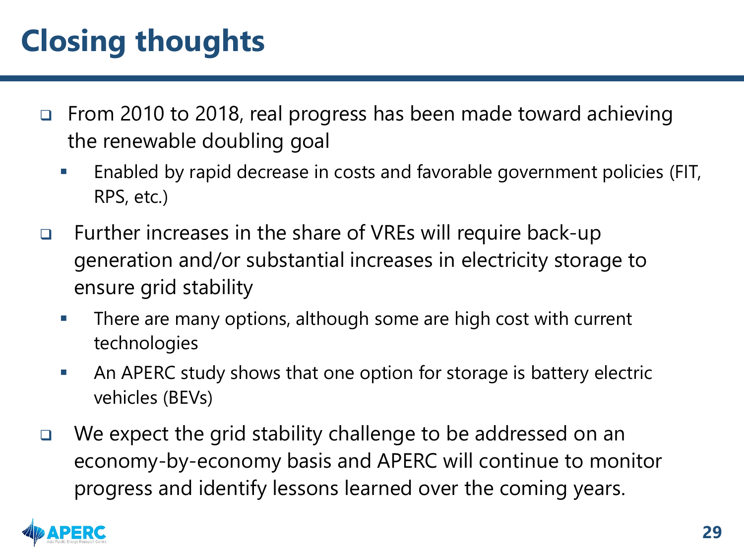# Closing thoughts

- From 2010 to 2018, real progress has been made toward achieving the renewable doubling goal
  - Enabled by rapid decrease in costs and favorable government policies (FIT, RPS, etc.)
- Further increases in the share of VREs will require back-up generation and/or substantial increases in electricity storage to ensure grid stability
  - There are many options, although some are high cost with current technologies
  - An APERC study shows that one option for storage is battery electric vehicles (BEVs)
- We expect the grid stability challenge to be addressed on an economy-by-economy basis and APERC will continue to monitor progress and identify lessons learned over the coming years.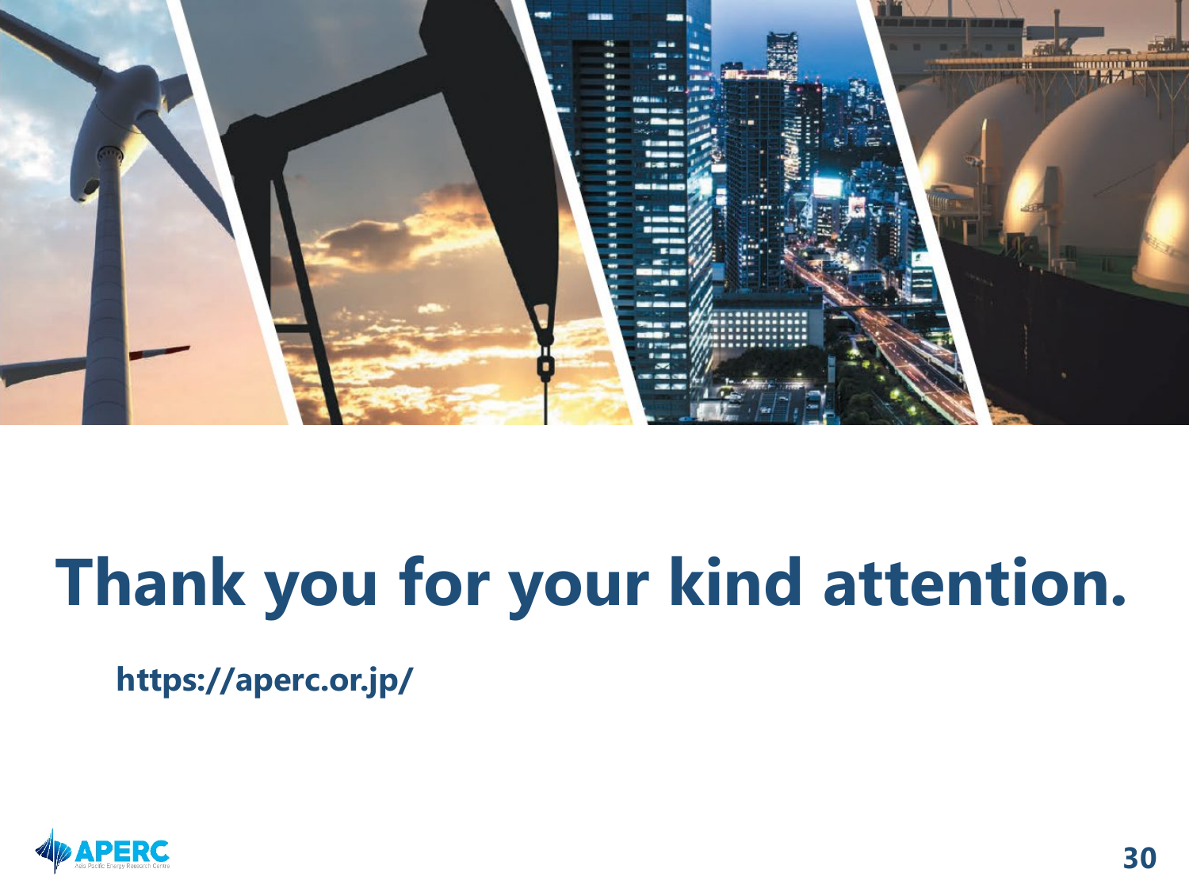# Thank you for your kind attention.

https://aperc.or.jp/